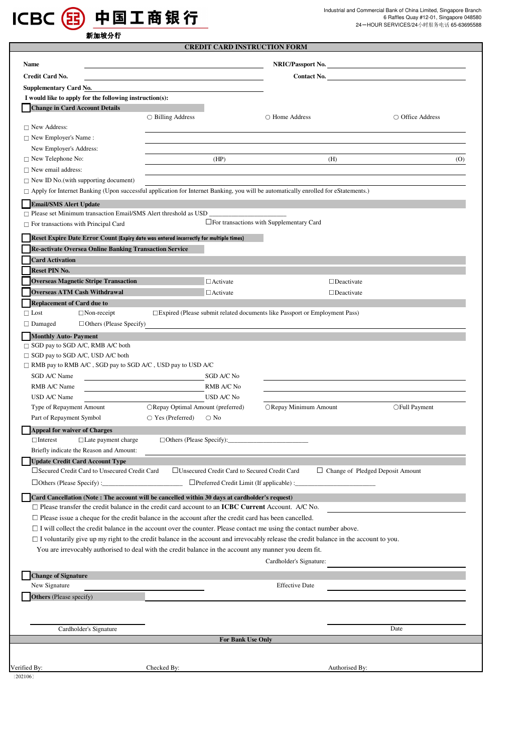ICBC 中国工商银行 新加坡分行

Industrial and Commercial Bank of China Limited, Singapore Branch
6 Raffles Quay #12-01, Singapore 048580
24-HOUR SERVICES/24小时服务电话 65-63695588

# CREDIT CARD INSTRUCTION FORM

**Name** ______________________ **NRIC/Passport No.** ______________________

**Credit Card No.** ______________________ **Contact No.** ______________________

**Supplementary Card No.** ______________________

**I would like to apply for the following instruction(s):**

☐ **Change in Card Account Details**

○ Billing Address ○ Home Address ○ Office Address

☐ New Address: ______________________

☐ New Employer's Name : ______________________

New Employer's Address: ______________________

☐ New Telephone No: (HP) (H) (O)

☐ New email address: ______________________

☐ New ID No.(with supporting document) ______________________

☐ Apply for Internet Banking (Upon successful application for Internet Banking, you will be automatically enrolled for eStatements.)

☐ **Email/SMS Alert Update**

☐ Please set Minimum transaction Email/SMS Alert threshold as USD ______________________

☐ For transactions with Principal Card ☐ For transactions with Supplementary Card

☐ **Reset Expire Date Error Count (Expiry date was entered incorrectly for multiple times)**

☐ **Re-activate Oversea Online Banking Transaction Service**

☐ **Card Activation**

☐ **Reset PIN No.**

☐ **Overseas Magnetic Stripe Transaction** ☐ Activate ☐ Deactivate

☐ **Overseas ATM Cash Withdrawal** ☐ Activate ☐ Deactivate

☐ **Replacement of Card due to**

☐ Lost ☐ Non-receipt ☐ Expired (Please submit related documents like Passport or Employment Pass)

☐ Damaged ☐ Others (Please Specify) ______________________

☐ **Monthly Auto- Payment**

☐ SGD pay to SGD A/C, RMB A/C both

☐ SGD pay to SGD A/C, USD A/C both

☐ RMB pay to RMB A/C , SGD pay to SGD A/C , USD pay to USD A/C

SGD A/C Name ______________________ SGD A/C No ______________________

RMB A/C Name ______________________ RMB A/C No ______________________

USD A/C Name ______________________ USD A/C No ______________________

Type of Repayment Amount ○ Repay Optimal Amount (preferred) ○ Repay Minimum Amount ○ Full Payment

Part of Repayment Symbol ○ Yes (Preferred) ○ No

☐ **Appeal for waiver of Charges**

☐ Interest ☐ Late payment charge ☐ Others (Please Specify):______________________

Briefly indicate the Reason and Amount: ______________________

☐ **Update Credit Card Account Type**

☐ Secured Credit Card to Unsecured Credit Card ☐ Unsecured Credit Card to Secured Credit Card ☐ Change of Pledged Deposit Amount

☐ Others (Please Specify) :______________________ ☐ Preferred Credit Limit (If applicable) :______________________

☐ **Card Cancellation (Note : The account will be cancelled within 30 days at cardholder's request)**

☐ Please transfer the credit balance in the credit card account to an **ICBC Current** Account. A/C No. ______________________

☐ Please issue a cheque for the credit balance in the account after the credit card has been cancelled.

☐ I will collect the credit balance in the account over the counter. Please contact me using the contact number above.

☐ I voluntarily give up my right to the credit balance in the account and irrevocably release the credit balance in the account to you.

You are irrevocably authorised to deal with the credit balance in the account any manner you deem fit.

Cardholder's Signature: ______________________

☐ **Change of Signature**

New Signature ______________________ Effective Date ______________________

☐ **Others** (Please specify)

______________________ ______________________

Cardholder's Signature Date

**For Bank Use Only**

Verified By: Checked By: Authorised By:

(202106)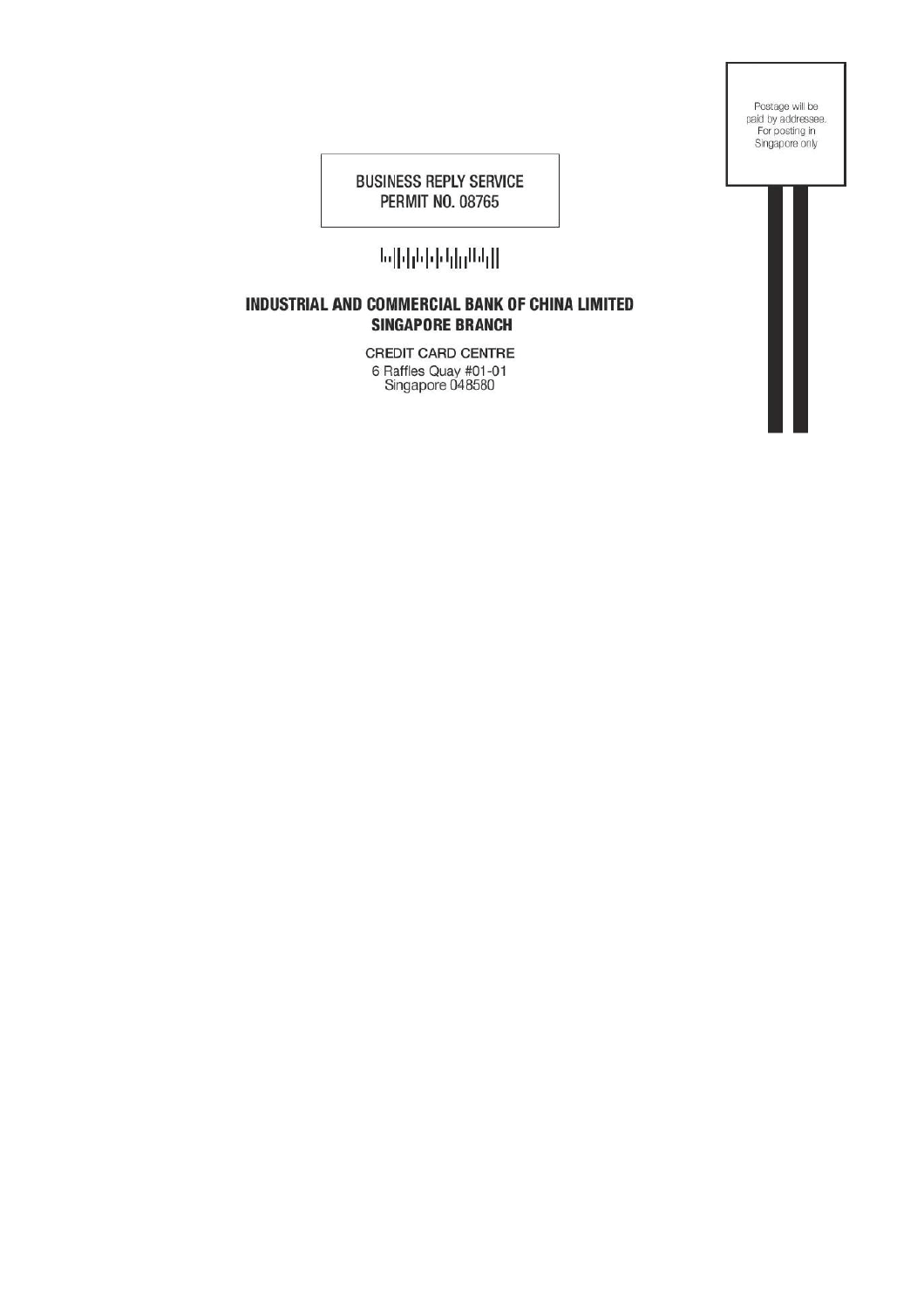Postage will be paid by addressee. For posting in Singapore only

BUSINESS REPLY SERVICE
PERMIT NO. 08765

**INDUSTRIAL AND COMMERCIAL BANK OF CHINA LIMITED**
**SINGAPORE BRANCH**

CREDIT CARD CENTRE
6 Raffles Quay #01-01
Singapore 048580